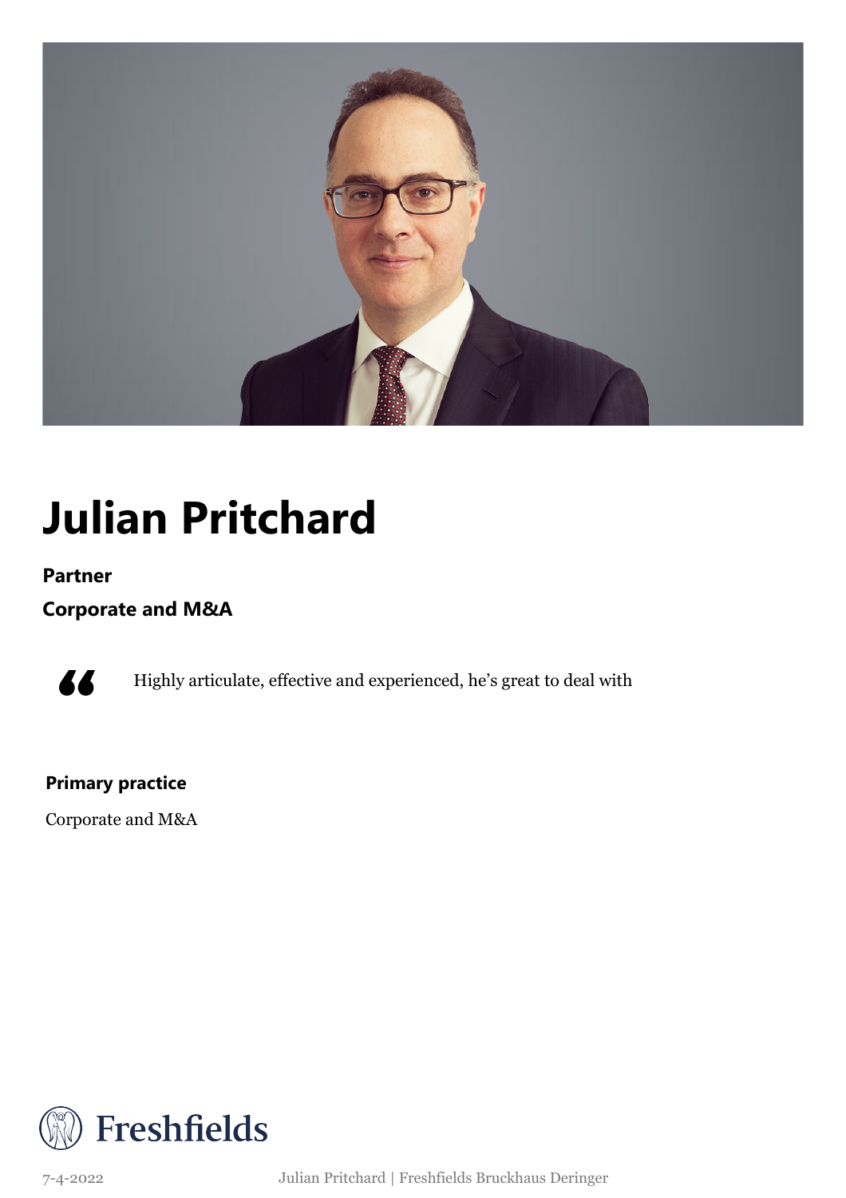# Julian Pritchard

**Partner**

**Corporate and M&A**

> Highly articulate, effective and experienced, he's great to deal with

**Primary practice**

Corporate and M&A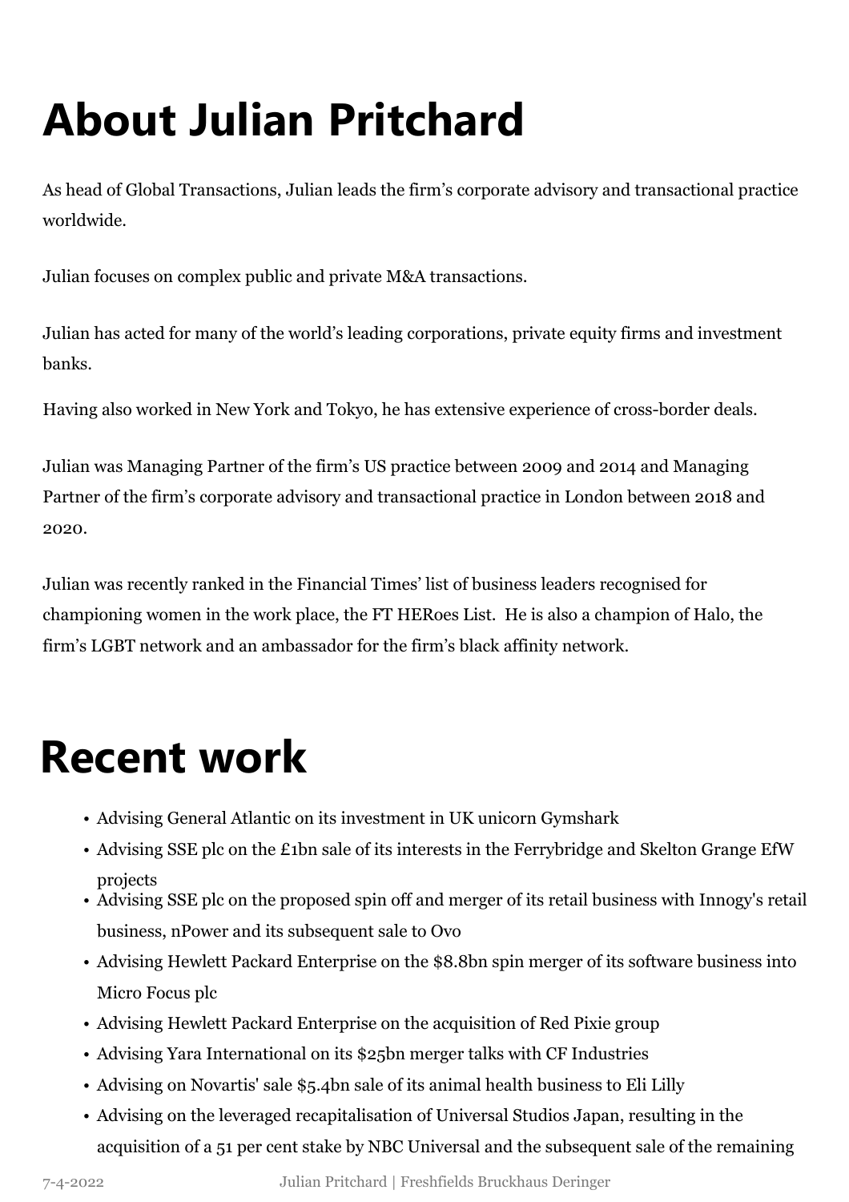# About Julian Pritchard

As head of Global Transactions, Julian leads the firm's corporate advisory and transactional practice worldwide.

Julian focuses on complex public and private M&A transactions.

Julian has acted for many of the world's leading corporations, private equity firms and investment banks.

Having also worked in New York and Tokyo, he has extensive experience of cross-border deals.

Julian was Managing Partner of the firm's US practice between 2009 and 2014 and Managing Partner of the firm's corporate advisory and transactional practice in London between 2018 and 2020.

Julian was recently ranked in the Financial Times' list of business leaders recognised for championing women in the work place, the FT HERoes List. He is also a champion of Halo, the firm's LGBT network and an ambassador for the firm's black affinity network.

# Recent work

- Advising General Atlantic on its investment in UK unicorn Gymshark
- Advising SSE plc on the £1bn sale of its interests in the Ferrybridge and Skelton Grange EfW projects
- Advising SSE plc on the proposed spin off and merger of its retail business with Innogy's retail business, nPower and its subsequent sale to Ovo
- Advising Hewlett Packard Enterprise on the $8.8bn spin merger of its software business into Micro Focus plc
- Advising Hewlett Packard Enterprise on the acquisition of Red Pixie group
- Advising Yara International on its $25bn merger talks with CF Industries
- Advising on Novartis' sale $5.4bn sale of its animal health business to Eli Lilly
- Advising on the leveraged recapitalisation of Universal Studios Japan, resulting in the acquisition of a 51 per cent stake by NBC Universal and the subsequent sale of the remaining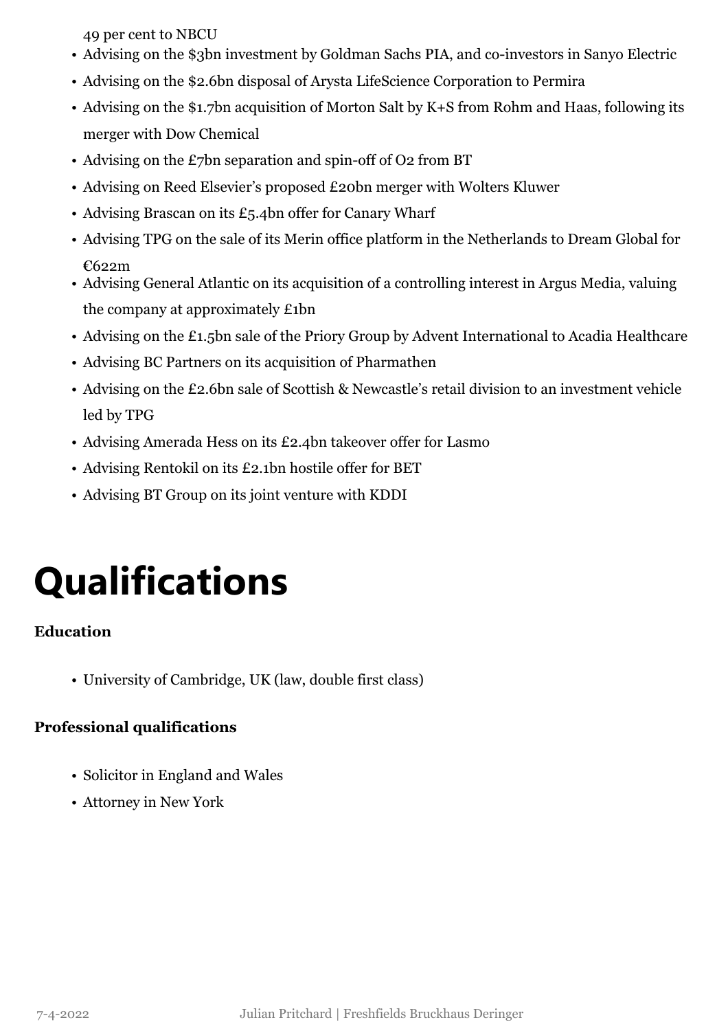49 per cent to NBCU

- Advising on the $3bn investment by Goldman Sachs PIA, and co-investors in Sanyo Electric
- Advising on the $2.6bn disposal of Arysta LifeScience Corporation to Permira
- Advising on the $1.7bn acquisition of Morton Salt by K+S from Rohm and Haas, following its merger with Dow Chemical
- Advising on the £7bn separation and spin-off of O2 from BT
- Advising on Reed Elsevier's proposed £20bn merger with Wolters Kluwer
- Advising Brascan on its £5.4bn offer for Canary Wharf
- Advising TPG on the sale of its Merin office platform in the Netherlands to Dream Global for €622m
- Advising General Atlantic on its acquisition of a controlling interest in Argus Media, valuing the company at approximately £1bn
- Advising on the £1.5bn sale of the Priory Group by Advent International to Acadia Healthcare
- Advising BC Partners on its acquisition of Pharmathen
- Advising on the £2.6bn sale of Scottish & Newcastle's retail division to an investment vehicle led by TPG
- Advising Amerada Hess on its £2.4bn takeover offer for Lasmo
- Advising Rentokil on its £2.1bn hostile offer for BET
- Advising BT Group on its joint venture with KDDI

# Qualifications

**Education**

- University of Cambridge, UK (law, double first class)

**Professional qualifications**

- Solicitor in England and Wales
- Attorney in New York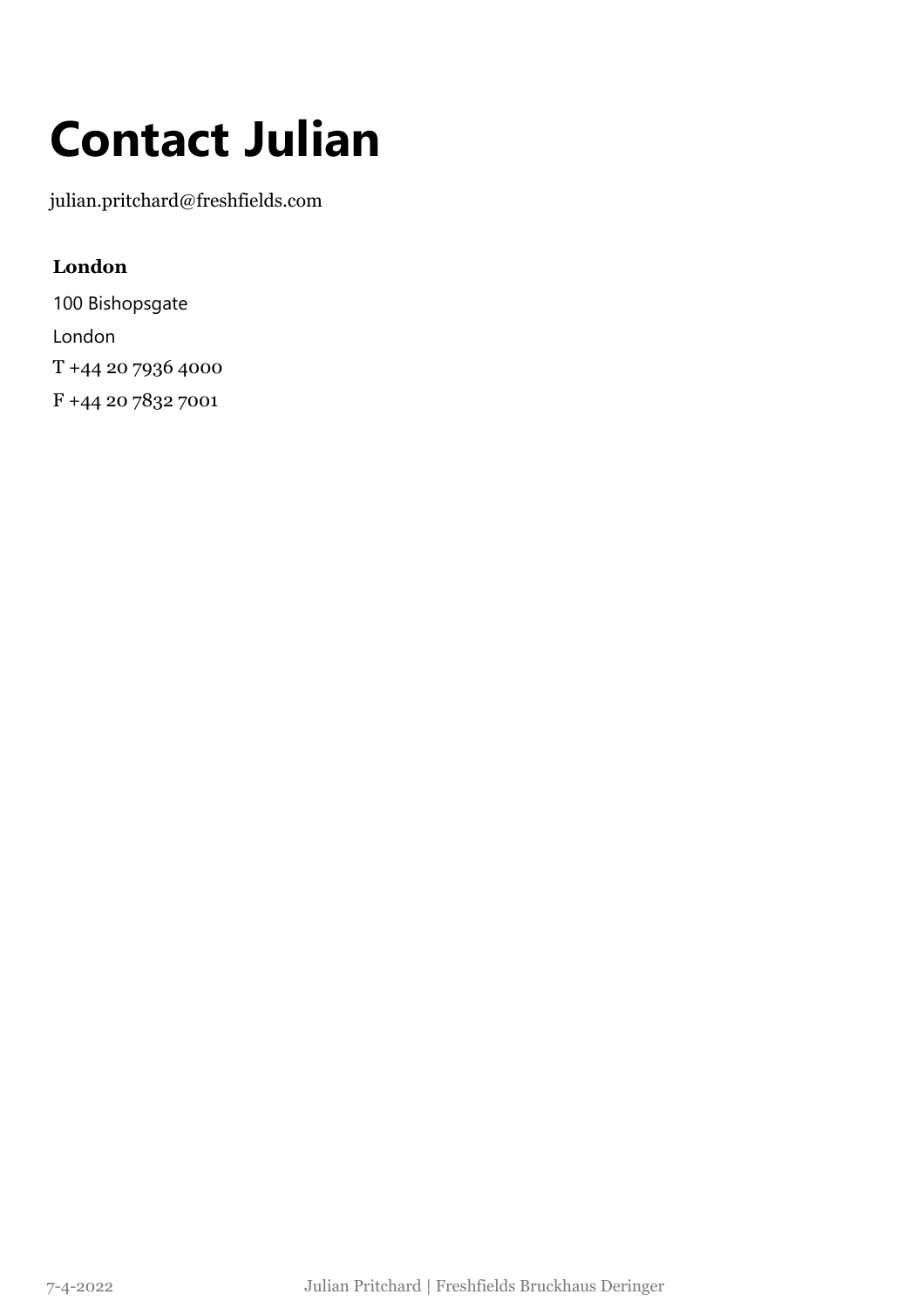# Contact Julian

julian.pritchard@freshfields.com

**London**

100 Bishopsgate

London

T +44 20 7936 4000

F +44 20 7832 7001